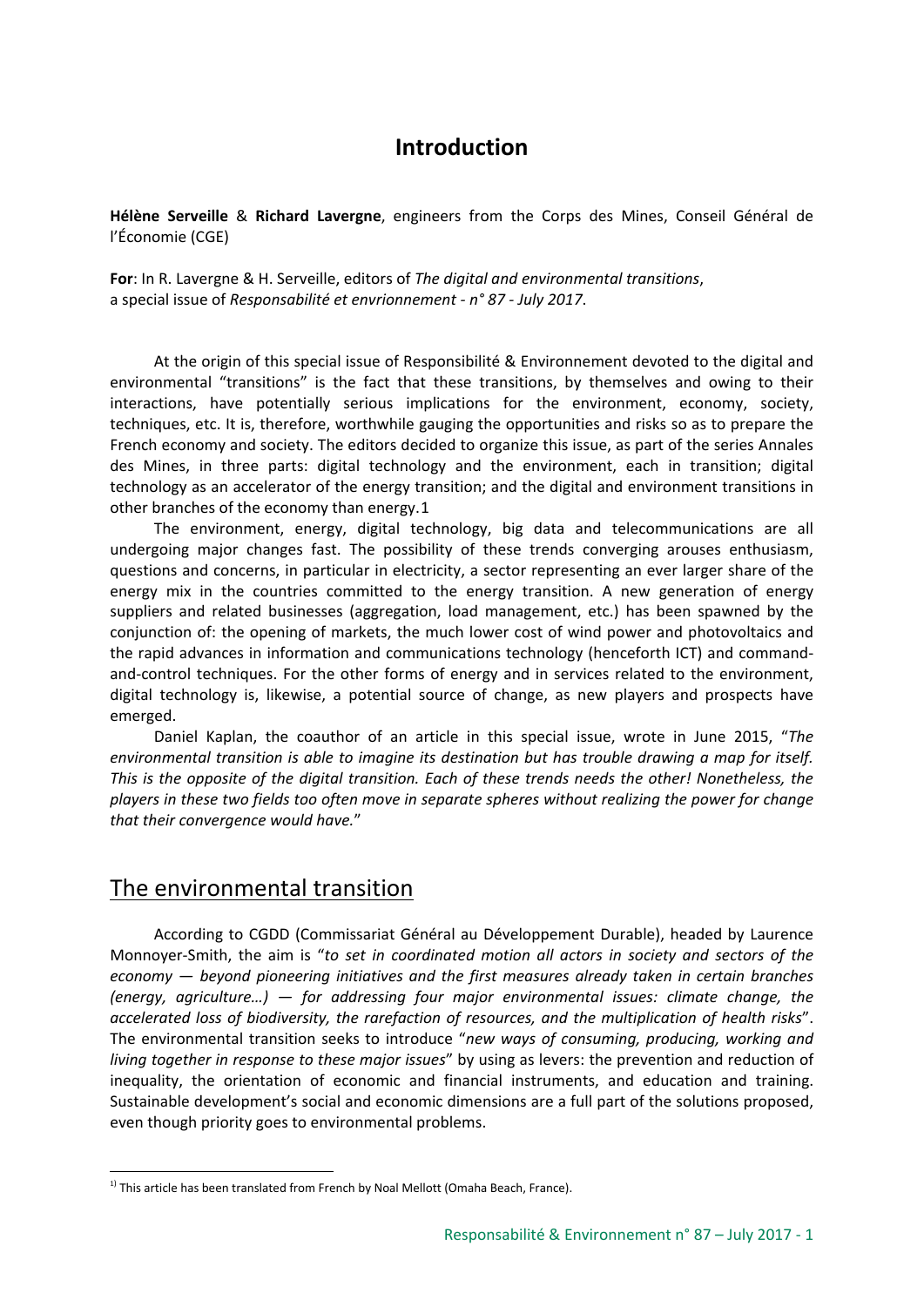# Introduction

**Hélène Serveille** & **Richard Lavergne**, engineers from the Corps des Mines, Conseil Général de l'Économie (CGE)

**For**: In R. Lavergne & H. Serveille, editors of *The digital and environmental transitions*, a special issue of *Responsabilité et envrionnement - n° 87 - July 2017.*

At the origin of this special issue of Responsibilité & Environnement devoted to the digital and environmental "transitions" is the fact that these transitions, by themselves and owing to their interactions, have potentially serious implications for the environment, economy, society, techniques, etc. It is, therefore, worthwhile gauging the opportunities and risks so as to prepare the French economy and society. The editors decided to organize this issue, as part of the series Annales des Mines, in three parts: digital technology and the environment, each in transition; digital technology as an accelerator of the energy transition; and the digital and environment transitions in other branches of the economy than energy.[1]

The environment, energy, digital technology, big data and telecommunications are all undergoing major changes fast. The possibility of these trends converging arouses enthusiasm, questions and concerns, in particular in electricity, a sector representing an ever larger share of the energy mix in the countries committed to the energy transition. A new generation of energy suppliers and related businesses (aggregation, load management, etc.) has been spawned by the conjunction of: the opening of markets, the much lower cost of wind power and photovoltaics and the rapid advances in information and communications technology (henceforth ICT) and command-and-control techniques. For the other forms of energy and in services related to the environment, digital technology is, likewise, a potential source of change, as new players and prospects have emerged.

Daniel Kaplan, the coauthor of an article in this special issue, wrote in June 2015, "*The environmental transition is able to imagine its destination but has trouble drawing a map for itself. This is the opposite of the digital transition. Each of these trends needs the other! Nonetheless, the players in these two fields too often move in separate spheres without realizing the power for change that their convergence would have.*"

## The environmental transition

According to CGDD (Commissariat Général au Développement Durable), headed by Laurence Monnoyer-Smith, the aim is "*to set in coordinated motion all actors in society and sectors of the economy — beyond pioneering initiatives and the first measures already taken in certain branches (energy, agriculture…) — for addressing four major environmental issues: climate change, the accelerated loss of biodiversity, the rarefaction of resources, and the multiplication of health risks*". The environmental transition seeks to introduce "*new ways of consuming, producing, working and living together in response to these major issues*" by using as levers: the prevention and reduction of inequality, the orientation of economic and financial instruments, and education and training. Sustainable development's social and economic dimensions are a full part of the solutions proposed, even though priority goes to environmental problems.

---

[1] This article has been translated from French by Noal Mellott (Omaha Beach, France).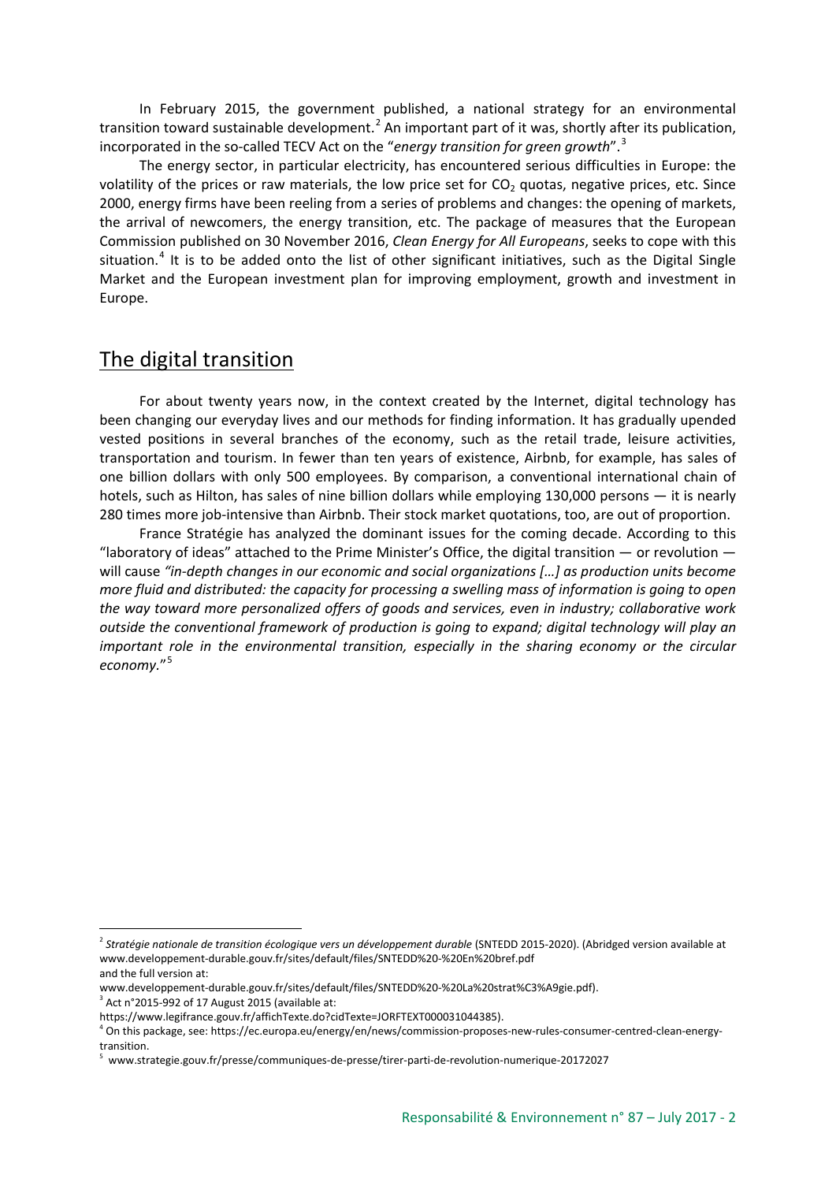In February 2015, the government published, a national strategy for an environmental transition toward sustainable development.[2] An important part of it was, shortly after its publication, incorporated in the so-called TECV Act on the "*energy transition for green growth*".[3]

The energy sector, in particular electricity, has encountered serious difficulties in Europe: the volatility of the prices or raw materials, the low price set for $CO_2$ quotas, negative prices, etc. Since 2000, energy firms have been reeling from a series of problems and changes: the opening of markets, the arrival of newcomers, the energy transition, etc. The package of measures that the European Commission published on 30 November 2016, *Clean Energy for All Europeans*, seeks to cope with this situation.[4] It is to be added onto the list of other significant initiatives, such as the Digital Single Market and the European investment plan for improving employment, growth and investment in Europe.

## The digital transition

For about twenty years now, in the context created by the Internet, digital technology has been changing our everyday lives and our methods for finding information. It has gradually upended vested positions in several branches of the economy, such as the retail trade, leisure activities, transportation and tourism. In fewer than ten years of existence, Airbnb, for example, has sales of one billion dollars with only 500 employees. By comparison, a conventional international chain of hotels, such as Hilton, has sales of nine billion dollars while employing 130,000 persons — it is nearly 280 times more job-intensive than Airbnb. Their stock market quotations, too, are out of proportion.

France Stratégie has analyzed the dominant issues for the coming decade. According to this "laboratory of ideas" attached to the Prime Minister's Office, the digital transition — or revolution — will cause *"in-depth changes in our economic and social organizations […] as production units become more fluid and distributed: the capacity for processing a swelling mass of information is going to open the way toward more personalized offers of goods and services, even in industry; collaborative work outside the conventional framework of production is going to expand; digital technology will play an important role in the environmental transition, especially in the sharing economy or the circular economy.*"[5]

---

[2] *Stratégie nationale de transition écologique vers un développement durable* (SNTEDD 2015-2020). (Abridged version available at www.developpement-durable.gouv.fr/sites/default/files/SNTEDD%20-%20En%20bref.pdf and the full version at: www.developpement-durable.gouv.fr/sites/default/files/SNTEDD%20-%20La%20strat%C3%A9gie.pdf).

[3] Act n°2015-992 of 17 August 2015 (available at: https://www.legifrance.gouv.fr/affichTexte.do?cidTexte=JORFTEXT000031044385).

[4] On this package, see: https://ec.europa.eu/energy/en/news/commission-proposes-new-rules-consumer-centred-clean-energy-transition.

[5] www.strategie.gouv.fr/presse/communiques-de-presse/tirer-parti-de-revolution-numerique-20172027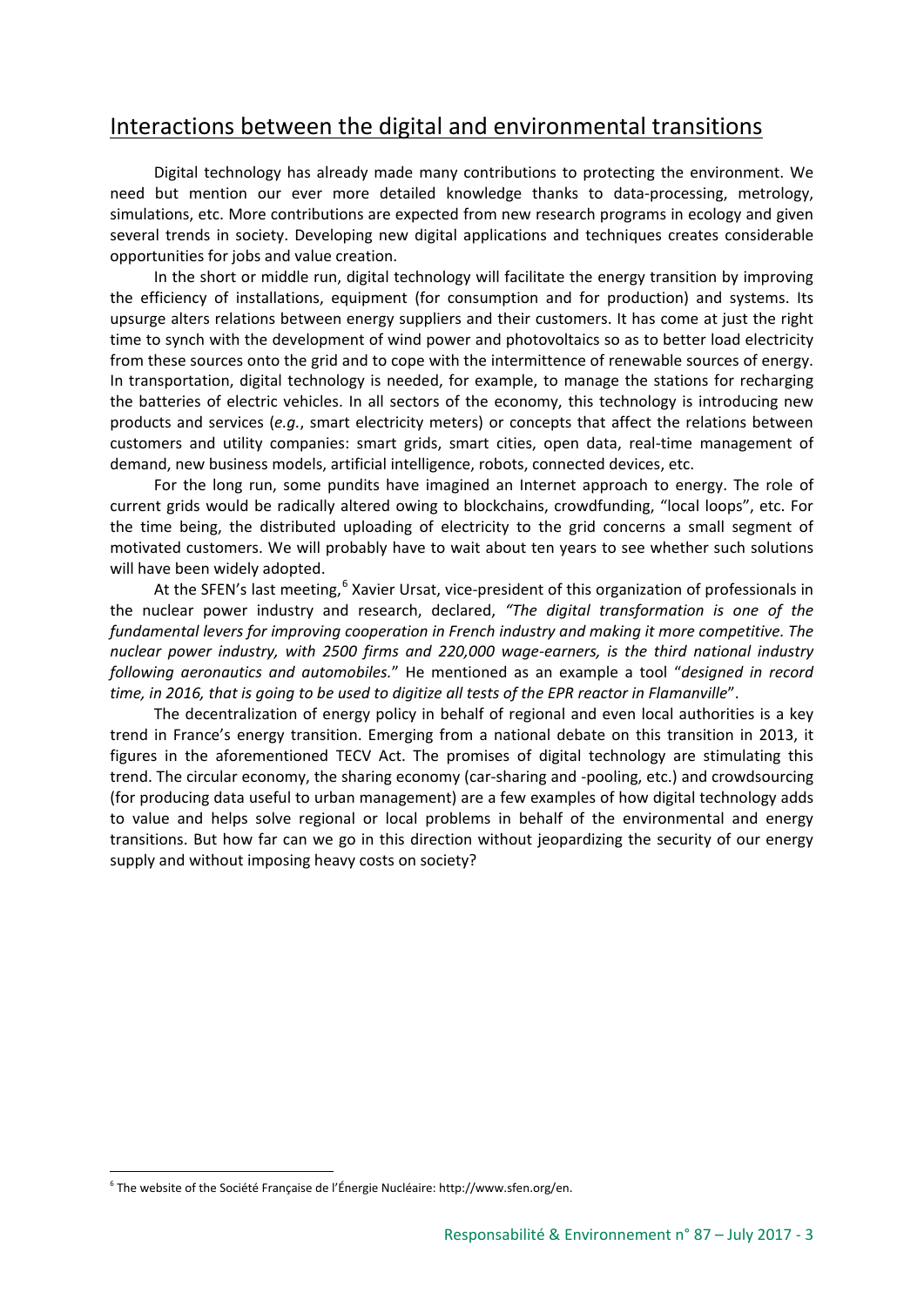## Interactions between the digital and environmental transitions

Digital technology has already made many contributions to protecting the environment. We need but mention our ever more detailed knowledge thanks to data-processing, metrology, simulations, etc. More contributions are expected from new research programs in ecology and given several trends in society. Developing new digital applications and techniques creates considerable opportunities for jobs and value creation.

In the short or middle run, digital technology will facilitate the energy transition by improving the efficiency of installations, equipment (for consumption and for production) and systems. Its upsurge alters relations between energy suppliers and their customers. It has come at just the right time to synch with the development of wind power and photovoltaics so as to better load electricity from these sources onto the grid and to cope with the intermittence of renewable sources of energy. In transportation, digital technology is needed, for example, to manage the stations for recharging the batteries of electric vehicles. In all sectors of the economy, this technology is introducing new products and services (*e.g.*, smart electricity meters) or concepts that affect the relations between customers and utility companies: smart grids, smart cities, open data, real-time management of demand, new business models, artificial intelligence, robots, connected devices, etc.

For the long run, some pundits have imagined an Internet approach to energy. The role of current grids would be radically altered owing to blockchains, crowdfunding, "local loops", etc. For the time being, the distributed uploading of electricity to the grid concerns a small segment of motivated customers. We will probably have to wait about ten years to see whether such solutions will have been widely adopted.

At the SFEN's last meeting,[6] Xavier Ursat, vice-president of this organization of professionals in the nuclear power industry and research, declared, *"The digital transformation is one of the fundamental levers for improving cooperation in French industry and making it more competitive. The nuclear power industry, with 2500 firms and 220,000 wage-earners, is the third national industry following aeronautics and automobiles.*" He mentioned as an example a tool "*designed in record time, in 2016, that is going to be used to digitize all tests of the EPR reactor in Flamanville*".

The decentralization of energy policy in behalf of regional and even local authorities is a key trend in France's energy transition. Emerging from a national debate on this transition in 2013, it figures in the aforementioned TECV Act. The promises of digital technology are stimulating this trend. The circular economy, the sharing economy (car-sharing and -pooling, etc.) and crowdsourcing (for producing data useful to urban management) are a few examples of how digital technology adds to value and helps solve regional or local problems in behalf of the environmental and energy transitions. But how far can we go in this direction without jeopardizing the security of our energy supply and without imposing heavy costs on society?

---

[6] The website of the Société Française de l'Énergie Nucléaire: http://www.sfen.org/en.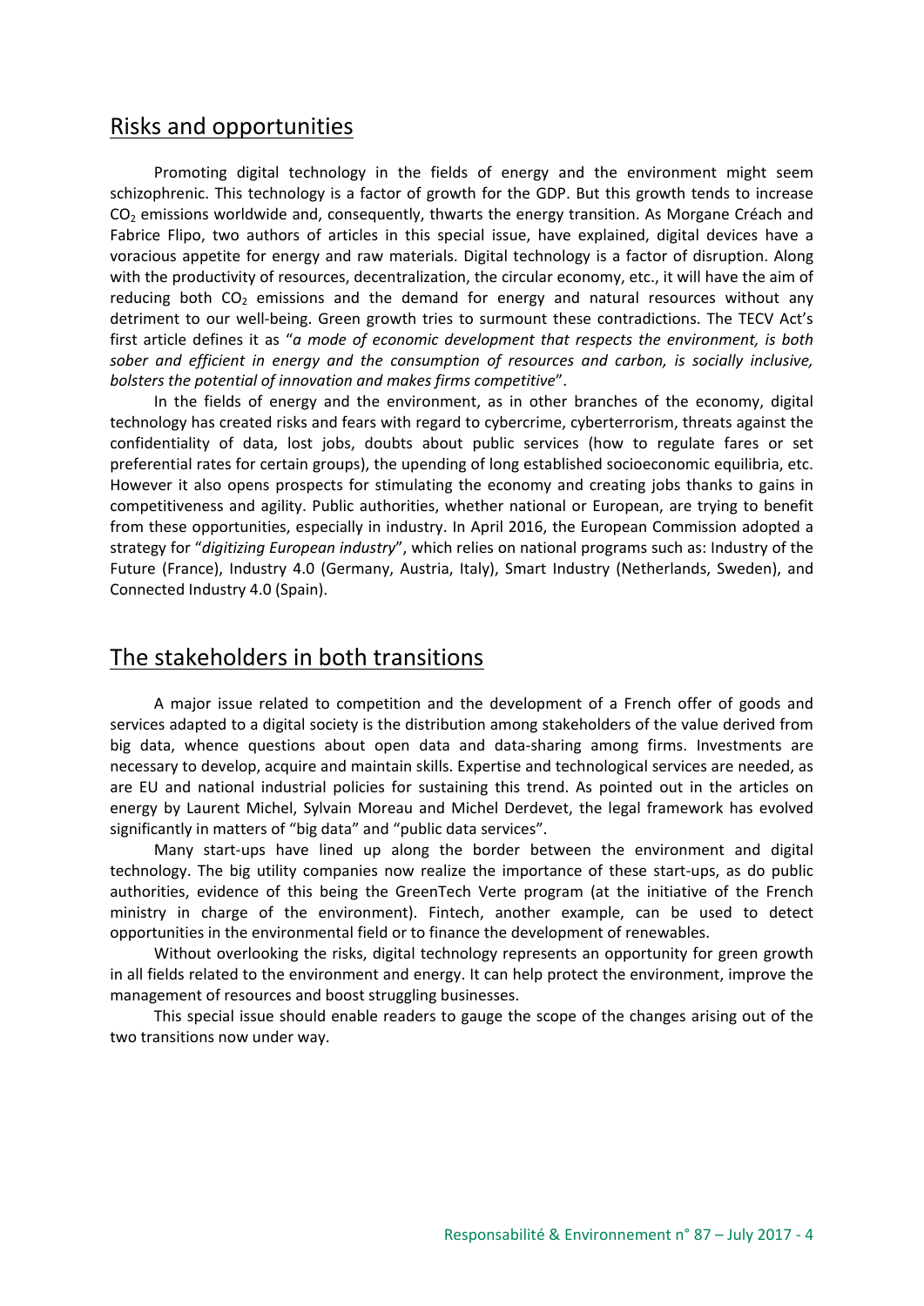## Risks and opportunities

Promoting digital technology in the fields of energy and the environment might seem schizophrenic. This technology is a factor of growth for the GDP. But this growth tends to increase $CO_2$ emissions worldwide and, consequently, thwarts the energy transition. As Morgane Créach and Fabrice Flipo, two authors of articles in this special issue, have explained, digital devices have a voracious appetite for energy and raw materials. Digital technology is a factor of disruption. Along with the productivity of resources, decentralization, the circular economy, etc., it will have the aim of reducing both $CO_2$ emissions and the demand for energy and natural resources without any detriment to our well-being. Green growth tries to surmount these contradictions. The TECV Act's first article defines it as "*a mode of economic development that respects the environment, is both sober and efficient in energy and the consumption of resources and carbon, is socially inclusive, bolsters the potential of innovation and makes firms competitive*".

In the fields of energy and the environment, as in other branches of the economy, digital technology has created risks and fears with regard to cybercrime, cyberterrorism, threats against the confidentiality of data, lost jobs, doubts about public services (how to regulate fares or set preferential rates for certain groups), the upending of long established socioeconomic equilibria, etc. However it also opens prospects for stimulating the economy and creating jobs thanks to gains in competitiveness and agility. Public authorities, whether national or European, are trying to benefit from these opportunities, especially in industry. In April 2016, the European Commission adopted a strategy for "*digitizing European industry*", which relies on national programs such as: Industry of the Future (France), Industry 4.0 (Germany, Austria, Italy), Smart Industry (Netherlands, Sweden), and Connected Industry 4.0 (Spain).

## The stakeholders in both transitions

A major issue related to competition and the development of a French offer of goods and services adapted to a digital society is the distribution among stakeholders of the value derived from big data, whence questions about open data and data-sharing among firms. Investments are necessary to develop, acquire and maintain skills. Expertise and technological services are needed, as are EU and national industrial policies for sustaining this trend. As pointed out in the articles on energy by Laurent Michel, Sylvain Moreau and Michel Derdevet, the legal framework has evolved significantly in matters of "big data" and "public data services".

Many start-ups have lined up along the border between the environment and digital technology. The big utility companies now realize the importance of these start-ups, as do public authorities, evidence of this being the GreenTech Verte program (at the initiative of the French ministry in charge of the environment). Fintech, another example, can be used to detect opportunities in the environmental field or to finance the development of renewables.

Without overlooking the risks, digital technology represents an opportunity for green growth in all fields related to the environment and energy. It can help protect the environment, improve the management of resources and boost struggling businesses.

This special issue should enable readers to gauge the scope of the changes arising out of the two transitions now under way.